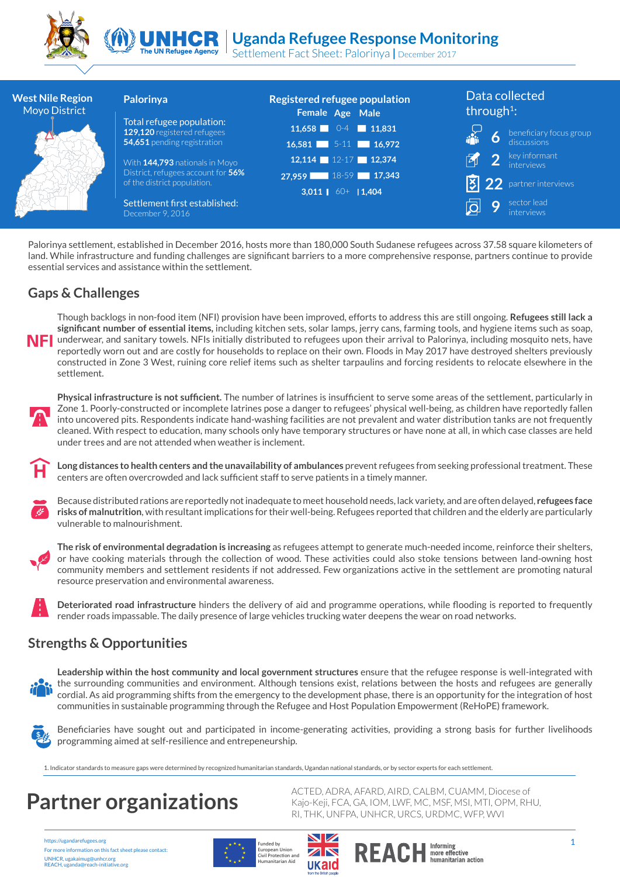# Uganda Refugee Response Monitoring

Settlement Fact Sheet: Palorinya | December 2017

**West Nile Region**
Moyo District

## Palorinya

Total refugee population:
**129,120** registered refugees
**54,651** pending registration

With **144,793** nationals in Moyo District, refugees account for **56%** of the district population.

Settlement first established:
December 9, 2016

**Registered refugee population**

| Female | Age | Male |
|---|---|---|
| 11,658 | 0-4 | 11,831 |
| 16,581 | 5-11 | 16,972 |
| 12,114 | 12-17 | 12,374 |
| 27,959 | 18-59 | 17,343 |
| 3,011 | 60+ | 1,404 |

**Data collected through[1]:**

- **6** beneficiary focus group discussions
- **2** key informant interviews
- **22** partner interviews
- **9** sector lead interviews

Palorinya settlement, established in December 2016, hosts more than 180,000 South Sudanese refugees across 37.58 square kilometers of land. While infrastructure and funding challenges are significant barriers to a more comprehensive response, partners continue to provide essential services and assistance within the settlement.

## Gaps & Challenges

Though backlogs in non-food item (NFI) provision have been improved, efforts to address this are still ongoing. **Refugees still lack a significant number of essential items,** including kitchen sets, solar lamps, jerry cans, farming tools, and hygiene items such as soap, underwear, and sanitary towels. NFIs initially distributed to refugees upon their arrival to Palorinya, including mosquito nets, have reportedly worn out and are costly for households to replace on their own. Floods in May 2017 have destroyed shelters previously constructed in Zone 3 West, ruining core relief items such as shelter tarpaulins and forcing residents to relocate elsewhere in the settlement.

**Physical infrastructure is not sufficient.** The number of latrines is insufficient to serve some areas of the settlement, particularly in Zone 1. Poorly-constructed or incomplete latrines pose a danger to refugees' physical well-being, as children have reportedly fallen into uncovered pits. Respondents indicate hand-washing facilities are not prevalent and water distribution tanks are not frequently cleaned. With respect to education, many schools only have temporary structures or have none at all, in which case classes are held under trees and are not attended when weather is inclement.

**Long distances to health centers and the unavailability of ambulances** prevent refugees from seeking professional treatment. These centers are often overcrowded and lack sufficient staff to serve patients in a timely manner.

Because distributed rations are reportedly not inadequate to meet household needs, lack variety, and are often delayed, **refugees face risks of malnutrition**, with resultant implications for their well-being. Refugees reported that children and the elderly are particularly vulnerable to malnourishment.

**The risk of environmental degradation is increasing** as refugees attempt to generate much-needed income, reinforce their shelters, or have cooking materials through the collection of wood. These activities could also stoke tensions between land-owning host community members and settlement residents if not addressed. Few organizations active in the settlement are promoting natural resource preservation and environmental awareness.

**Deteriorated road infrastructure** hinders the delivery of aid and programme operations, while flooding is reported to frequently render roads impassable. The daily presence of large vehicles trucking water deepens the wear on road networks.

## Strengths & Opportunities

**Leadership within the host community and local government structures** ensure that the refugee response is well-integrated with the surrounding communities and environment. Although tensions exist, relations between the hosts and refugees are generally cordial. As aid programming shifts from the emergency to the development phase, there is an opportunity for the integration of host communities in sustainable programming through the Refugee and Host Population Empowerment (ReHoPE) framework.

Beneficiaries have sought out and participated in income-generating activities, providing a strong basis for further livelihoods programming aimed at self-resilience and entrepeneurship.

1. Indicator standards to measure gaps were determined by recognized humanitarian standards, Ugandan national standards, or by sector experts for each settlement.

# Partner organizations

ACTED, ADRA, AFARD, AIRD, CALBM, CUAMM, Diocese of Kajo-Keji, FCA, GA, IOM, LWF, MC, MSF, MSI, MTI, OPM, RHU, RI, THK, UNFPA, UNHCR, URCS, URDMC, WFP, WVI

https://ugandarefugees.org
For more information on this fact sheet please contact:
UNHCR, ugakaimug@unhcr.org
REACH, uganda@reach-initiative.org

Funded by European Union Civil Protection and Humanitarian Aid

UKaid from the British people

REACH Informing more effective humanitarian action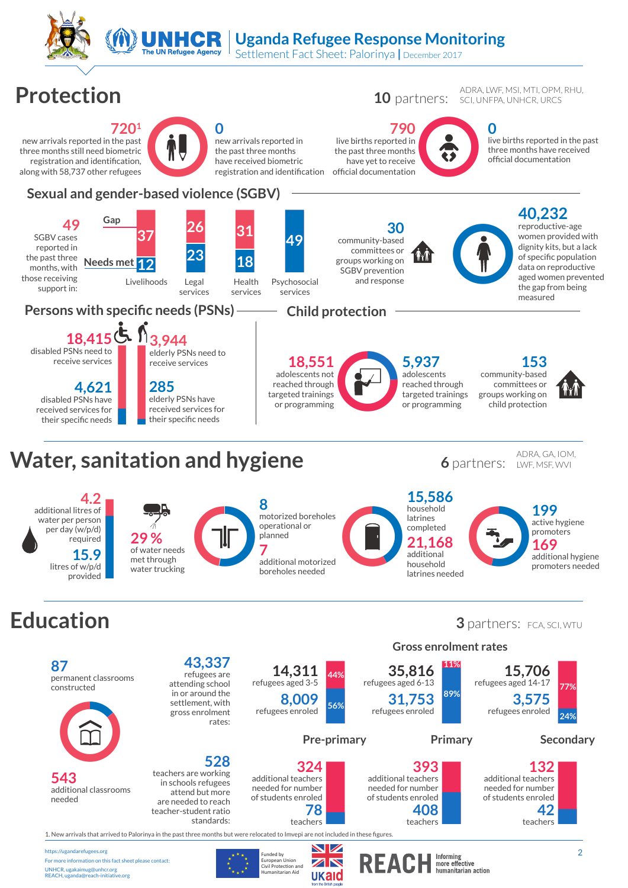# Uganda Refugee Response Monitoring

Settlement Fact Sheet: Palorinya | December 2017

## Protection

**10** partners: ADRA, LWF, MSI, MTI, OPM, RHU, SCI, UNFPA, UNHCR, URCS

**720**[1] new arrivals reported in the past three months still need biometric registration and identification, along with 58,737 other refugees

**0** new arrivals reported in the past three months have received biometric registration and identification

**790** live births reported in the past three months have yet to receive official documentation

**0** live births reported in the past three months have received official documentation

### Sexual and gender-based violence (SGBV)

**49** SGBV cases reported in the past three months, with those receiving support in:

| | Livelihoods | Legal services | Health services | Psychosocial services |
|---|---|---|---|---|
| Gap | 37 | 26 | 31 | |
| Needs met | 12 | 23 | 18 | 49 |

**30** community-based committees or groups working on SGBV prevention and response

**40,232** reproductive-age women provided with dignity kits, but a lack of specific population data on reproductive aged women prevented the gap from being measured

### Persons with specific needs (PSNs)

**18,415** disabled PSNs need to receive services

**4,621** disabled PSNs have received services for their specific needs

**3,944** elderly PSNs need to receive services

**285** elderly PSNs have received services for their specific needs

### Child protection

**18,551** adolescents not reached through targeted trainings or programming

**5,937** adolescents reached through targeted trainings or programming

**153** community-based committees or groups working on child protection

## Water, sanitation and hygiene

**6** partners: ADRA, GA, IOM, LWF, MSF, WVI

**4.2** additional litres of water per person per day (w/p/d) required

**15.9** litres of w/p/d provided

**29 %** of water needs met through water trucking

**8** motorized boreholes operational or planned

**7** additional motorized boreholes needed

**15,586** household latrines completed

**21,168** additional household latrines needed

**199** active hygiene promoters

**169** additional hygiene promoters needed

## Education

**3** partners: FCA, SCI, WTU

**87** permanent classrooms constructed

**543** additional classrooms needed

**43,337** refugees are attending school in or around the settlement, with gross enrolment rates:

**528** teachers are working in schools refugees attend but more are needed to reach teacher-student ratio standards:

### Gross enrolment rates

| | Pre-primary | Primary | Secondary |
|---|---|---|---|
| Refugees (age group) | 14,311 refugees aged 3-5 | 35,816 refugees aged 6-13 | 15,706 refugees aged 14-17 |
| Refugees enroled | 8,009 | 31,753 | 3,575 |
| Not enroled (%) | 44% | 11% | 77% |
| Enroled (%) | 56% | 89% | 24% |
| Additional teachers needed for number of students enroled | 324 | 393 | 132 |
| Teachers | 78 | 408 | 42 |

1. New arrivals that arrived to Palorinya in the past three months but were relocated to Imvepi are not included in these figures.

https://ugandarefugees.org
For more information on this fact sheet please contact:
UNHCR, ugakaimug@unhcr.org
REACH, uganda@reach-initiative.org

Funded by European Union Civil Protection and Humanitarian Aid

UKaid from the British people

REACH Informing more effective humanitarian action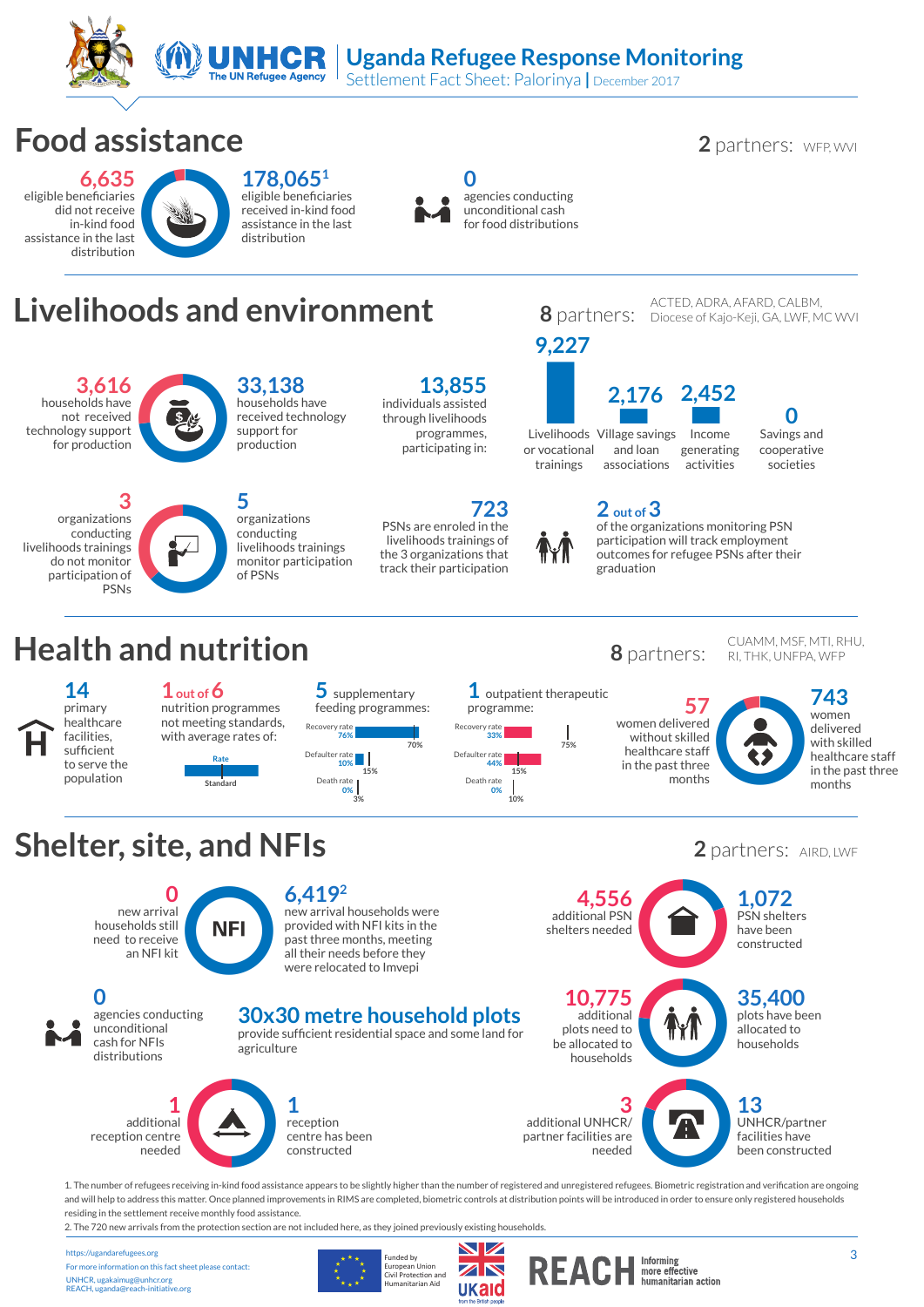# Uganda Refugee Response Monitoring

Settlement Fact Sheet: Palorinya | December 2017

## Food assistance

**2** partners: WFP, WVI

**6,635** eligible beneficiaries did not receive in-kind food assistance in the last distribution

**178,065**[1] eligible beneficiaries received in-kind food assistance in the last distribution

**0** agencies conducting unconditional cash for food distributions

## Livelihoods and environment

**8** partners: ACTED, ADRA, AFARD, CALBM, Diocese of Kajo-Keji, GA, LWF, MC WVI

**3,616** households have not received technology support for production

**33,138** households have received technology support for production

**13,855** individuals assisted through livelihoods programmes, participating in:

9,227
Livelihoods or vocational trainings

2,176
Village savings and loan associations

2,452
Income generating activities

0
Savings and cooperative societies

**3** organizations conducting livelihoods trainings do not monitor participation of PSNs

**5** organizations conducting livelihoods trainings monitor participation of PSNs

**723** PSNs are enroled in the livelihoods trainings of the 3 organizations that track their participation

**2** out of **3** of the organizations monitoring PSN participation will track employment outcomes for refugee PSNs after their graduation

## Health and nutrition

**8** partners: CUAMM, MSF, MTI, RHU, RI, THK, UNFPA, WFP

**14** primary healthcare facilities, sufficient to serve the population

**1** out of **6** nutrition programmes not meeting standards, with average rates of:

Rate
Standard

**5** supplementary feeding programmes:

Recovery rate 76%
70%
Defaulter rate 10%
15%
Death rate 0%
3%

**1** outpatient therapeutic programme:

Recovery rate 33%
75%
Defaulter rate 44%
15%
Death rate 0%
10%

**57** women delivered without skilled healthcare staff in the past three months

**743** women delivered with skilled healthcare staff in the past three months

## Shelter, site, and NFIs

**2** partners: AIRD, LWF

**0** new arrival households still need to receive an NFI kit

**6,419**[2] new arrival households were provided with NFI kits in the past three months, meeting all their needs before they were relocated to Imvepi

**0** agencies conducting unconditional cash for NFIs distributions

**30x30 metre household plots** provide sufficient residential space and some land for agriculture

**4,556** additional PSN shelters needed

**1,072** PSN shelters have been constructed

**10,775** additional plots need to be allocated to households

**35,400** plots have been allocated to households

**1** additional reception centre needed

**1** reception centre has been constructed

**3** additional UNHCR/partner facilities are needed

**13** UNHCR/partner facilities have been constructed

1. The number of refugees receiving in-kind food assistance appears to be slightly higher than the number of registered and unregistered refugees. Biometric registration and verification are ongoing and will help to address this matter. Once planned improvements in RIMS are completed, biometric controls at distribution points will be introduced in order to ensure only registered households residing in the settlement receive monthly food assistance.
2. The 720 new arrivals from the protection section are not included here, as they joined previously existing households.

https://ugandarefugees.org
For more information on this fact sheet please contact:
UNHCR, ugakaimug@unhcr.org
REACH, uganda@reach-initiative.org

Funded by European Union Civil Protection and Humanitarian Aid

UKaid from the British people

REACH Informing more effective humanitarian action